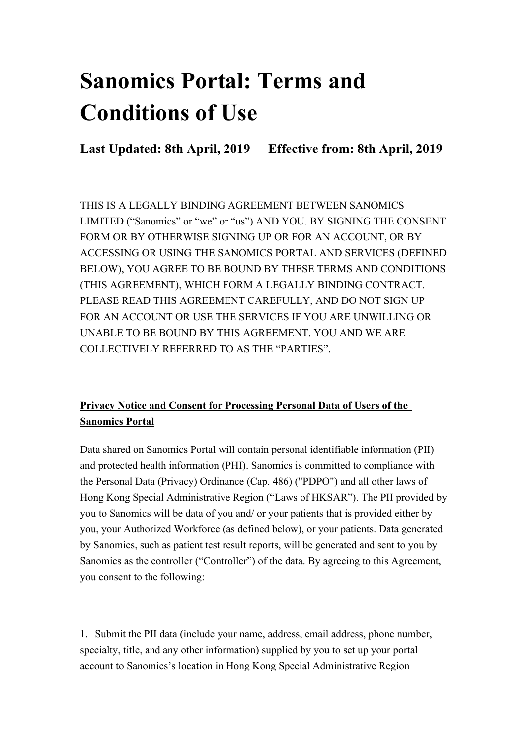# Sanomics Portal: Terms and Conditions of Use

### Last Updated: 8th April, 2019 Effective from: 8th April, 2019

THIS IS A LEGALLY BINDING AGREEMENT BETWEEN SANOMICS LIMITED ("Sanomics" or "we" or "us") AND YOU. BY SIGNING THE CONSENT FORM OR BY OTHERWISE SIGNING UP OR FOR AN ACCOUNT, OR BY ACCESSING OR USING THE SANOMICS PORTAL AND SERVICES (DEFINED BELOW), YOU AGREE TO BE BOUND BY THESE TERMS AND CONDITIONS (THIS AGREEMENT), WHICH FORM A LEGALLY BINDING CONTRACT. PLEASE READ THIS AGREEMENT CAREFULLY, AND DO NOT SIGN UP FOR AN ACCOUNT OR USE THE SERVICES IF YOU ARE UNWILLING OR UNABLE TO BE BOUND BY THIS AGREEMENT. YOU AND WE ARE COLLECTIVELY REFERRED TO AS THE "PARTIES".

**Privacy Notice and Consent for Processing Personal Data of Users of the Sanomics Portal**

Data shared on Sanomics Portal will contain personal identifiable information (PII) and protected health information (PHI). Sanomics is committed to compliance with the Personal Data (Privacy) Ordinance (Cap. 486) ("PDPO") and all other laws of Hong Kong Special Administrative Region ("Laws of HKSAR"). The PII provided by you to Sanomics will be data of you and/ or your patients that is provided either by you, your Authorized Workforce (as defined below), or your patients. Data generated by Sanomics, such as patient test result reports, will be generated and sent to you by Sanomics as the controller ("Controller") of the data. By agreeing to this Agreement, you consent to the following:

1. Submit the PII data (include your name, address, email address, phone number, specialty, title, and any other information) supplied by you to set up your portal account to Sanomics's location in Hong Kong Special Administrative Region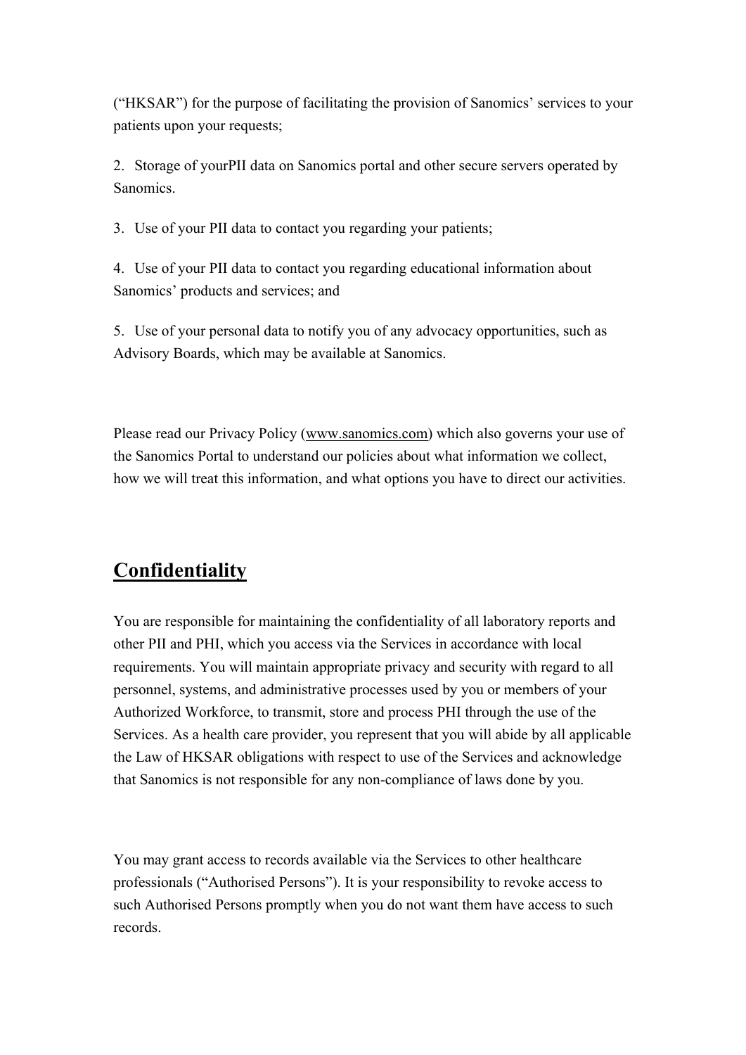("HKSAR") for the purpose of facilitating the provision of Sanomics' services to your patients upon your requests;

2. Storage of yourPII data on Sanomics portal and other secure servers operated by Sanomics.

3. Use of your PII data to contact you regarding your patients;

4. Use of your PII data to contact you regarding educational information about Sanomics' products and services; and

5. Use of your personal data to notify you of any advocacy opportunities, such as Advisory Boards, which may be available at Sanomics.

Please read our Privacy Policy (www.sanomics.com) which also governs your use of the Sanomics Portal to understand our policies about what information we collect, how we will treat this information, and what options you have to direct our activities.

## Confidentiality

You are responsible for maintaining the confidentiality of all laboratory reports and other PII and PHI, which you access via the Services in accordance with local requirements. You will maintain appropriate privacy and security with regard to all personnel, systems, and administrative processes used by you or members of your Authorized Workforce, to transmit, store and process PHI through the use of the Services. As a health care provider, you represent that you will abide by all applicable the Law of HKSAR obligations with respect to use of the Services and acknowledge that Sanomics is not responsible for any non-compliance of laws done by you.

You may grant access to records available via the Services to other healthcare professionals ("Authorised Persons"). It is your responsibility to revoke access to such Authorised Persons promptly when you do not want them have access to such records.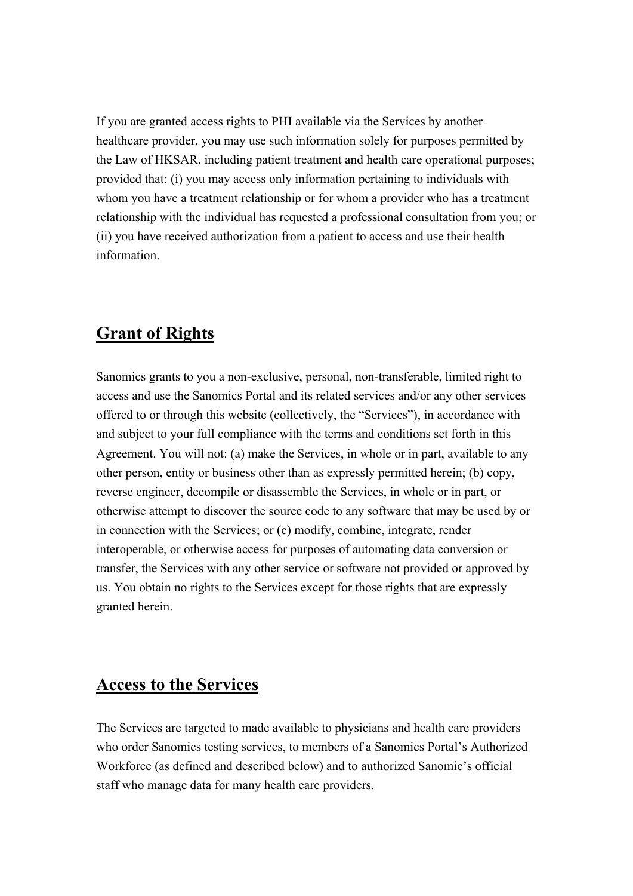If you are granted access rights to PHI available via the Services by another healthcare provider, you may use such information solely for purposes permitted by the Law of HKSAR, including patient treatment and health care operational purposes; provided that: (i) you may access only information pertaining to individuals with whom you have a treatment relationship or for whom a provider who has a treatment relationship with the individual has requested a professional consultation from you; or (ii) you have received authorization from a patient to access and use their health information.

## Grant of Rights

Sanomics grants to you a non-exclusive, personal, non-transferable, limited right to access and use the Sanomics Portal and its related services and/or any other services offered to or through this website (collectively, the "Services"), in accordance with and subject to your full compliance with the terms and conditions set forth in this Agreement. You will not: (a) make the Services, in whole or in part, available to any other person, entity or business other than as expressly permitted herein; (b) copy, reverse engineer, decompile or disassemble the Services, in whole or in part, or otherwise attempt to discover the source code to any software that may be used by or in connection with the Services; or (c) modify, combine, integrate, render interoperable, or otherwise access for purposes of automating data conversion or transfer, the Services with any other service or software not provided or approved by us. You obtain no rights to the Services except for those rights that are expressly granted herein.

## Access to the Services

The Services are targeted to made available to physicians and health care providers who order Sanomics testing services, to members of a Sanomics Portal's Authorized Workforce (as defined and described below) and to authorized Sanomic's official staff who manage data for many health care providers.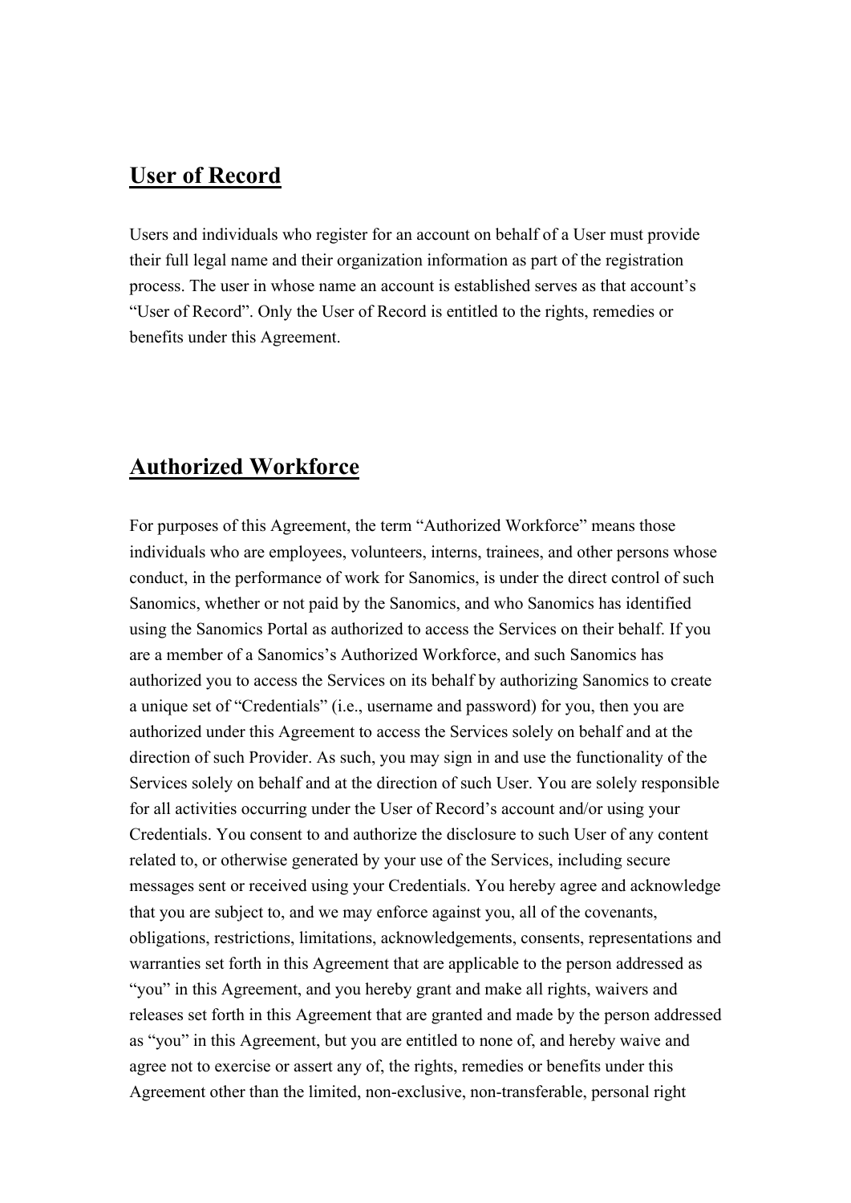## User of Record

Users and individuals who register for an account on behalf of a User must provide their full legal name and their organization information as part of the registration process. The user in whose name an account is established serves as that account's "User of Record". Only the User of Record is entitled to the rights, remedies or benefits under this Agreement.

## Authorized Workforce

For purposes of this Agreement, the term "Authorized Workforce" means those individuals who are employees, volunteers, interns, trainees, and other persons whose conduct, in the performance of work for Sanomics, is under the direct control of such Sanomics, whether or not paid by the Sanomics, and who Sanomics has identified using the Sanomics Portal as authorized to access the Services on their behalf. If you are a member of a Sanomics's Authorized Workforce, and such Sanomics has authorized you to access the Services on its behalf by authorizing Sanomics to create a unique set of "Credentials" (i.e., username and password) for you, then you are authorized under this Agreement to access the Services solely on behalf and at the direction of such Provider. As such, you may sign in and use the functionality of the Services solely on behalf and at the direction of such User. You are solely responsible for all activities occurring under the User of Record's account and/or using your Credentials. You consent to and authorize the disclosure to such User of any content related to, or otherwise generated by your use of the Services, including secure messages sent or received using your Credentials. You hereby agree and acknowledge that you are subject to, and we may enforce against you, all of the covenants, obligations, restrictions, limitations, acknowledgements, consents, representations and warranties set forth in this Agreement that are applicable to the person addressed as "you" in this Agreement, and you hereby grant and make all rights, waivers and releases set forth in this Agreement that are granted and made by the person addressed as "you" in this Agreement, but you are entitled to none of, and hereby waive and agree not to exercise or assert any of, the rights, remedies or benefits under this Agreement other than the limited, non-exclusive, non-transferable, personal right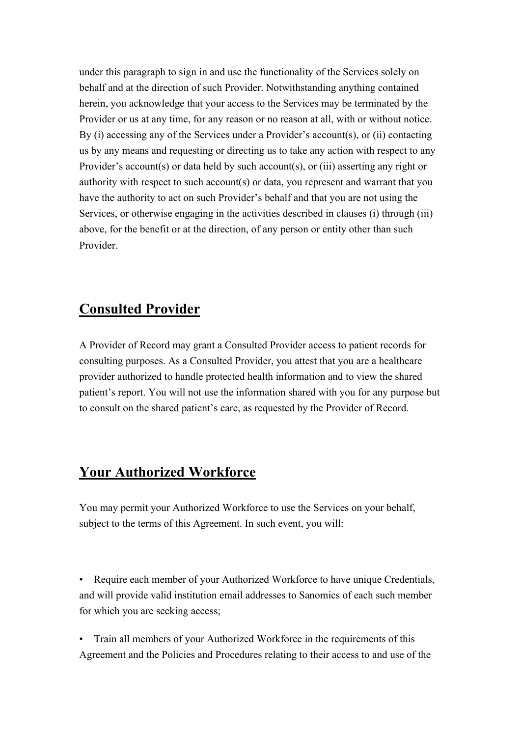under this paragraph to sign in and use the functionality of the Services solely on behalf and at the direction of such Provider. Notwithstanding anything contained herein, you acknowledge that your access to the Services may be terminated by the Provider or us at any time, for any reason or no reason at all, with or without notice. By (i) accessing any of the Services under a Provider's account(s), or (ii) contacting us by any means and requesting or directing us to take any action with respect to any Provider's account(s) or data held by such account(s), or (iii) asserting any right or authority with respect to such account(s) or data, you represent and warrant that you have the authority to act on such Provider's behalf and that you are not using the Services, or otherwise engaging in the activities described in clauses (i) through (iii) above, for the benefit or at the direction, of any person or entity other than such Provider.

## Consulted Provider

A Provider of Record may grant a Consulted Provider access to patient records for consulting purposes. As a Consulted Provider, you attest that you are a healthcare provider authorized to handle protected health information and to view the shared patient's report. You will not use the information shared with you for any purpose but to consult on the shared patient's care, as requested by the Provider of Record.

## Your Authorized Workforce

You may permit your Authorized Workforce to use the Services on your behalf, subject to the terms of this Agreement. In such event, you will:

- Require each member of your Authorized Workforce to have unique Credentials, and will provide valid institution email addresses to Sanomics of each such member for which you are seeking access;
- Train all members of your Authorized Workforce in the requirements of this Agreement and the Policies and Procedures relating to their access to and use of the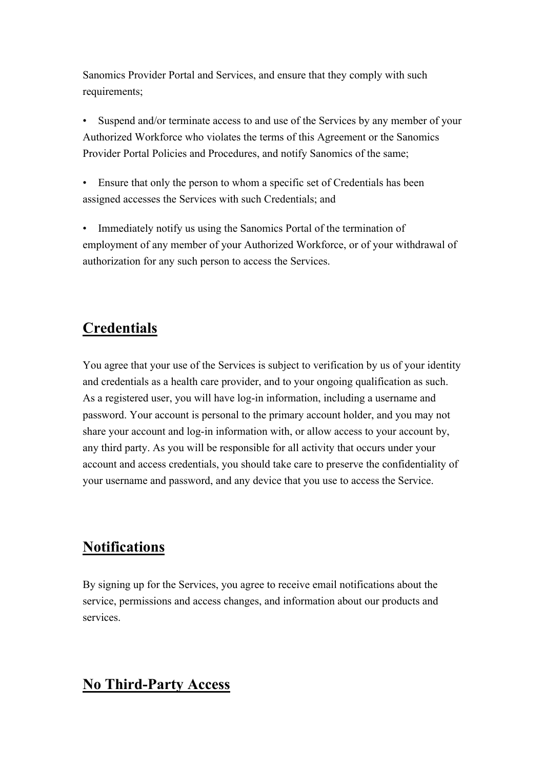Sanomics Provider Portal and Services, and ensure that they comply with such requirements;

- Suspend and/or terminate access to and use of the Services by any member of your Authorized Workforce who violates the terms of this Agreement or the Sanomics Provider Portal Policies and Procedures, and notify Sanomics of the same;

- Ensure that only the person to whom a specific set of Credentials has been assigned accesses the Services with such Credentials; and

- Immediately notify us using the Sanomics Portal of the termination of employment of any member of your Authorized Workforce, or of your withdrawal of authorization for any such person to access the Services.

## Credentials

You agree that your use of the Services is subject to verification by us of your identity and credentials as a health care provider, and to your ongoing qualification as such. As a registered user, you will have log-in information, including a username and password. Your account is personal to the primary account holder, and you may not share your account and log-in information with, or allow access to your account by, any third party. As you will be responsible for all activity that occurs under your account and access credentials, you should take care to preserve the confidentiality of your username and password, and any device that you use to access the Service.

## Notifications

By signing up for the Services, you agree to receive email notifications about the service, permissions and access changes, and information about our products and services.

## No Third-Party Access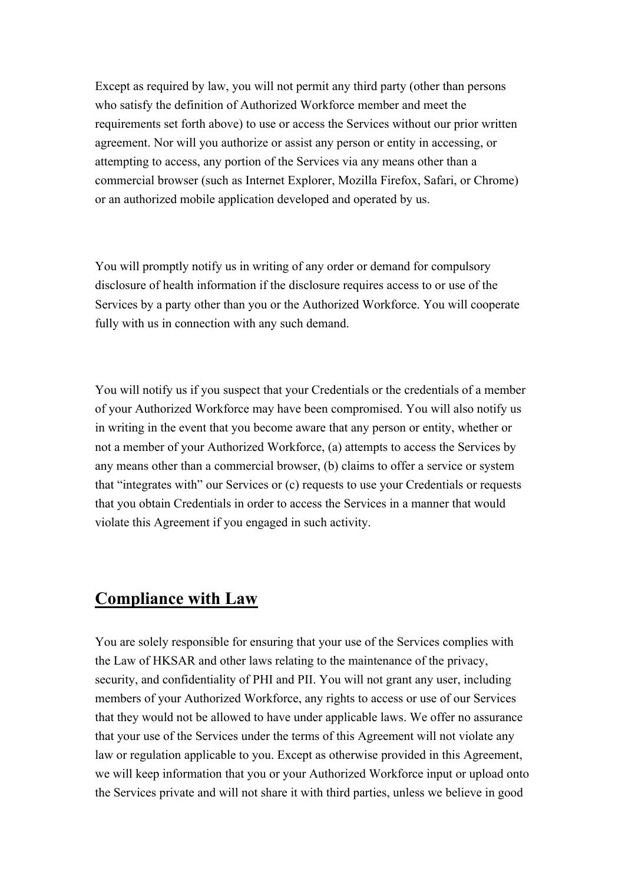Except as required by law, you will not permit any third party (other than persons who satisfy the definition of Authorized Workforce member and meet the requirements set forth above) to use or access the Services without our prior written agreement. Nor will you authorize or assist any person or entity in accessing, or attempting to access, any portion of the Services via any means other than a commercial browser (such as Internet Explorer, Mozilla Firefox, Safari, or Chrome) or an authorized mobile application developed and operated by us.

You will promptly notify us in writing of any order or demand for compulsory disclosure of health information if the disclosure requires access to or use of the Services by a party other than you or the Authorized Workforce. You will cooperate fully with us in connection with any such demand.

You will notify us if you suspect that your Credentials or the credentials of a member of your Authorized Workforce may have been compromised. You will also notify us in writing in the event that you become aware that any person or entity, whether or not a member of your Authorized Workforce, (a) attempts to access the Services by any means other than a commercial browser, (b) claims to offer a service or system that "integrates with" our Services or (c) requests to use your Credentials or requests that you obtain Credentials in order to access the Services in a manner that would violate this Agreement if you engaged in such activity.

## Compliance with Law

You are solely responsible for ensuring that your use of the Services complies with the Law of HKSAR and other laws relating to the maintenance of the privacy, security, and confidentiality of PHI and PII. You will not grant any user, including members of your Authorized Workforce, any rights to access or use of our Services that they would not be allowed to have under applicable laws. We offer no assurance that your use of the Services under the terms of this Agreement will not violate any law or regulation applicable to you. Except as otherwise provided in this Agreement, we will keep information that you or your Authorized Workforce input or upload onto the Services private and will not share it with third parties, unless we believe in good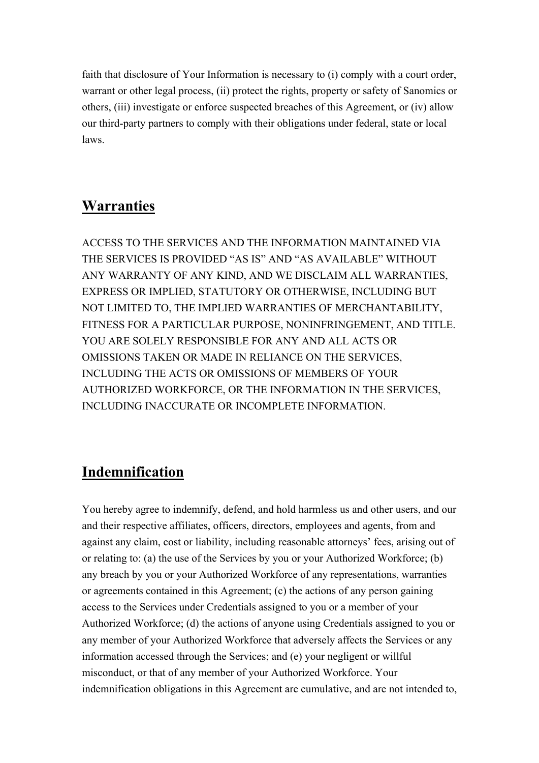faith that disclosure of Your Information is necessary to (i) comply with a court order, warrant or other legal process, (ii) protect the rights, property or safety of Sanomics or others, (iii) investigate or enforce suspected breaches of this Agreement, or (iv) allow our third-party partners to comply with their obligations under federal, state or local laws.

## Warranties

ACCESS TO THE SERVICES AND THE INFORMATION MAINTAINED VIA THE SERVICES IS PROVIDED "AS IS" AND "AS AVAILABLE" WITHOUT ANY WARRANTY OF ANY KIND, AND WE DISCLAIM ALL WARRANTIES, EXPRESS OR IMPLIED, STATUTORY OR OTHERWISE, INCLUDING BUT NOT LIMITED TO, THE IMPLIED WARRANTIES OF MERCHANTABILITY, FITNESS FOR A PARTICULAR PURPOSE, NONINFRINGEMENT, AND TITLE. YOU ARE SOLELY RESPONSIBLE FOR ANY AND ALL ACTS OR OMISSIONS TAKEN OR MADE IN RELIANCE ON THE SERVICES, INCLUDING THE ACTS OR OMISSIONS OF MEMBERS OF YOUR AUTHORIZED WORKFORCE, OR THE INFORMATION IN THE SERVICES, INCLUDING INACCURATE OR INCOMPLETE INFORMATION.

## Indemnification

You hereby agree to indemnify, defend, and hold harmless us and other users, and our and their respective affiliates, officers, directors, employees and agents, from and against any claim, cost or liability, including reasonable attorneys' fees, arising out of or relating to: (a) the use of the Services by you or your Authorized Workforce; (b) any breach by you or your Authorized Workforce of any representations, warranties or agreements contained in this Agreement; (c) the actions of any person gaining access to the Services under Credentials assigned to you or a member of your Authorized Workforce; (d) the actions of anyone using Credentials assigned to you or any member of your Authorized Workforce that adversely affects the Services or any information accessed through the Services; and (e) your negligent or willful misconduct, or that of any member of your Authorized Workforce. Your indemnification obligations in this Agreement are cumulative, and are not intended to,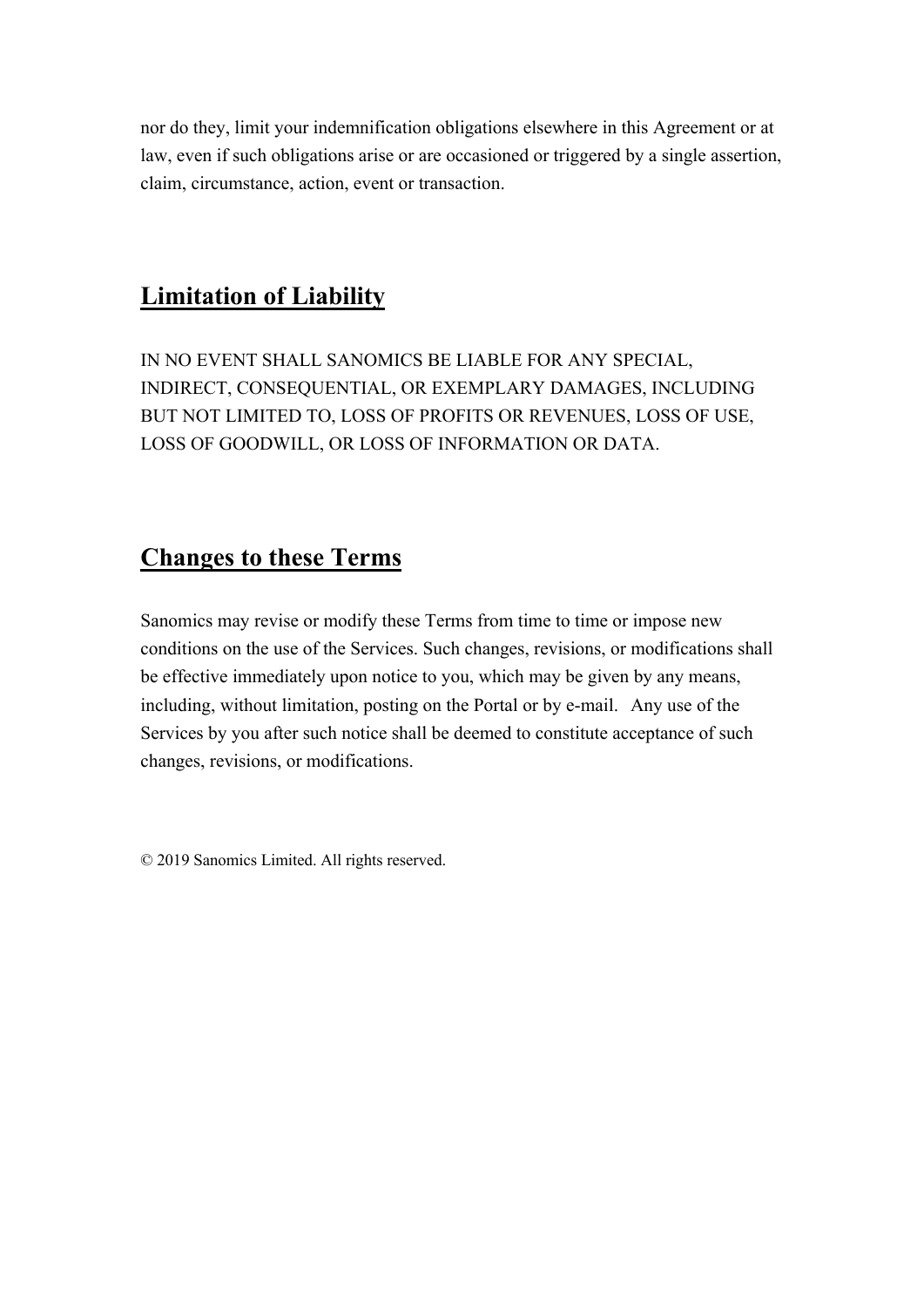nor do they, limit your indemnification obligations elsewhere in this Agreement or at law, even if such obligations arise or are occasioned or triggered by a single assertion, claim, circumstance, action, event or transaction.

## **Limitation of Liability**

IN NO EVENT SHALL SANOMICS BE LIABLE FOR ANY SPECIAL, INDIRECT, CONSEQUENTIAL, OR EXEMPLARY DAMAGES, INCLUDING BUT NOT LIMITED TO, LOSS OF PROFITS OR REVENUES, LOSS OF USE, LOSS OF GOODWILL, OR LOSS OF INFORMATION OR DATA.

## **Changes to these Terms**

Sanomics may revise or modify these Terms from time to time or impose new conditions on the use of the Services. Such changes, revisions, or modifications shall be effective immediately upon notice to you, which may be given by any means, including, without limitation, posting on the Portal or by e-mail. Any use of the Services by you after such notice shall be deemed to constitute acceptance of such changes, revisions, or modifications.

© 2019 Sanomics Limited. All rights reserved.